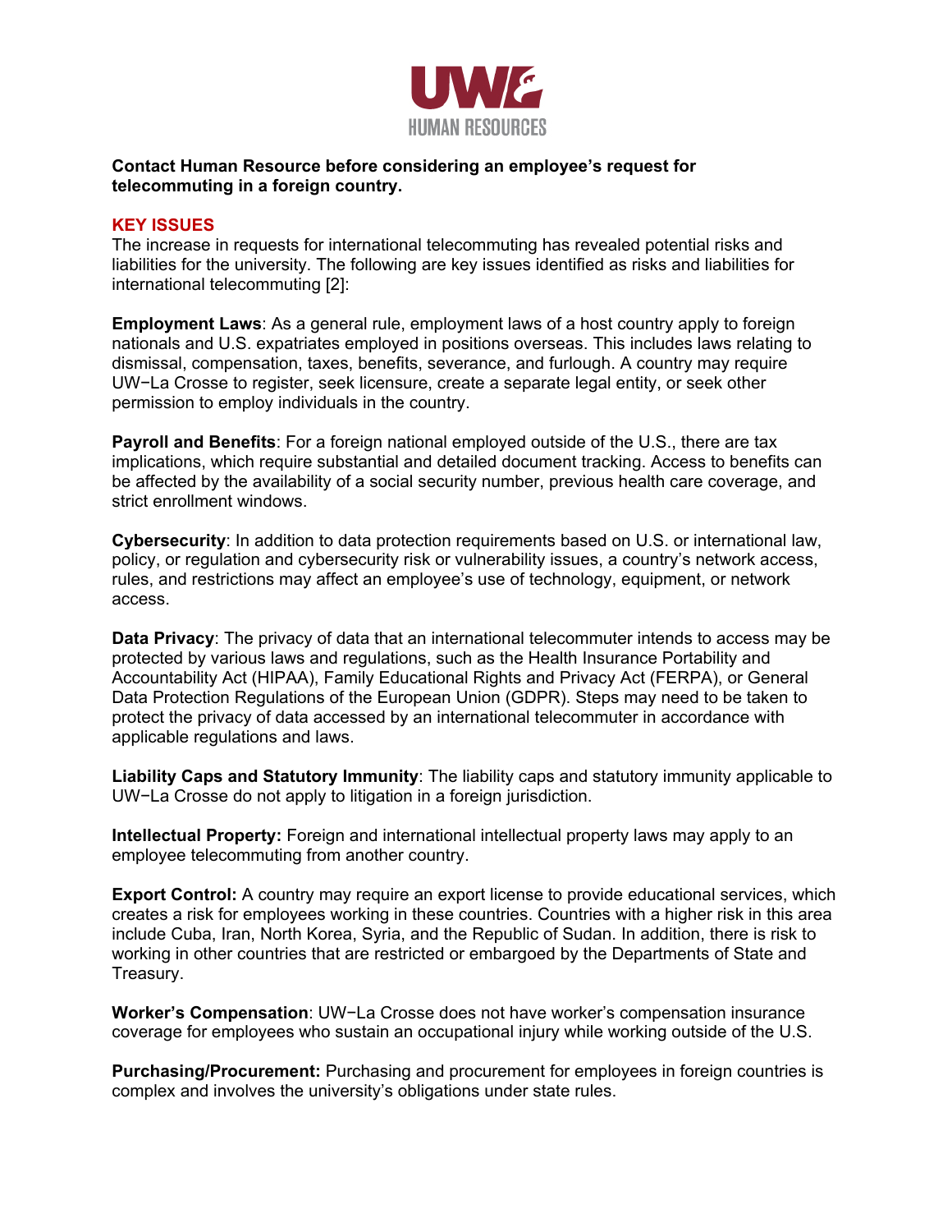UW-L HUMAN RESOURCES

**Contact Human Resource before considering an employee's request for telecommuting in a foreign country.**

## KEY ISSUES

The increase in requests for international telecommuting has revealed potential risks and liabilities for the university. The following are key issues identified as risks and liabilities for international telecommuting [2]:

**Employment Laws**: As a general rule, employment laws of a host country apply to foreign nationals and U.S. expatriates employed in positions overseas. This includes laws relating to dismissal, compensation, taxes, benefits, severance, and furlough. A country may require UW−La Crosse to register, seek licensure, create a separate legal entity, or seek other permission to employ individuals in the country.

**Payroll and Benefits**: For a foreign national employed outside of the U.S., there are tax implications, which require substantial and detailed document tracking. Access to benefits can be affected by the availability of a social security number, previous health care coverage, and strict enrollment windows.

**Cybersecurity**: In addition to data protection requirements based on U.S. or international law, policy, or regulation and cybersecurity risk or vulnerability issues, a country's network access, rules, and restrictions may affect an employee's use of technology, equipment, or network access.

**Data Privacy**: The privacy of data that an international telecommuter intends to access may be protected by various laws and regulations, such as the Health Insurance Portability and Accountability Act (HIPAA), Family Educational Rights and Privacy Act (FERPA), or General Data Protection Regulations of the European Union (GDPR). Steps may need to be taken to protect the privacy of data accessed by an international telecommuter in accordance with applicable regulations and laws.

**Liability Caps and Statutory Immunity**: The liability caps and statutory immunity applicable to UW−La Crosse do not apply to litigation in a foreign jurisdiction.

**Intellectual Property:** Foreign and international intellectual property laws may apply to an employee telecommuting from another country.

**Export Control:** A country may require an export license to provide educational services, which creates a risk for employees working in these countries. Countries with a higher risk in this area include Cuba, Iran, North Korea, Syria, and the Republic of Sudan. In addition, there is risk to working in other countries that are restricted or embargoed by the Departments of State and Treasury.

**Worker's Compensation**: UW−La Crosse does not have worker's compensation insurance coverage for employees who sustain an occupational injury while working outside of the U.S.

**Purchasing/Procurement:** Purchasing and procurement for employees in foreign countries is complex and involves the university's obligations under state rules.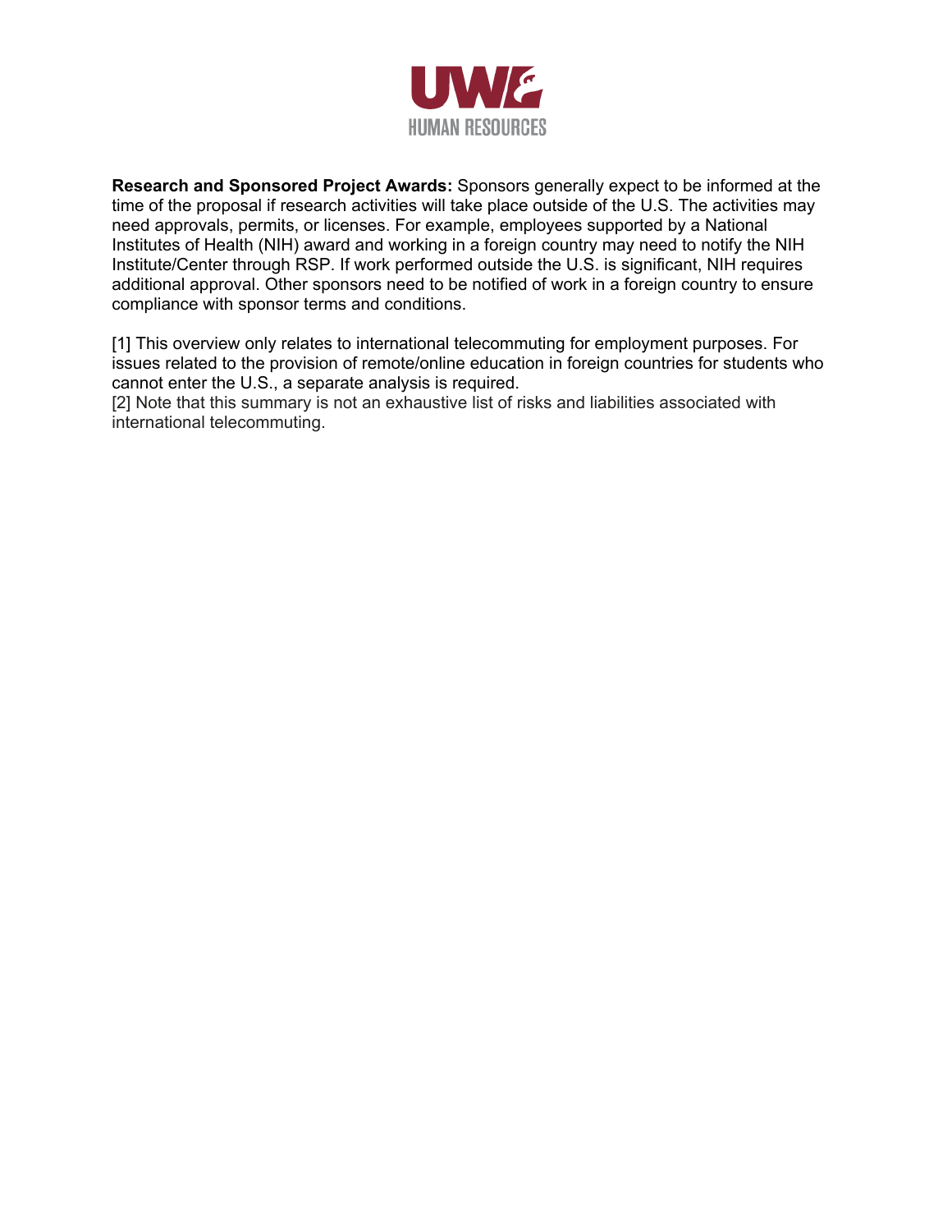**Research and Sponsored Project Awards:** Sponsors generally expect to be informed at the time of the proposal if research activities will take place outside of the U.S. The activities may need approvals, permits, or licenses. For example, employees supported by a National Institutes of Health (NIH) award and working in a foreign country may need to notify the NIH Institute/Center through RSP. If work performed outside the U.S. is significant, NIH requires additional approval. Other sponsors need to be notified of work in a foreign country to ensure compliance with sponsor terms and conditions.

[1] This overview only relates to international telecommuting for employment purposes. For issues related to the provision of remote/online education in foreign countries for students who cannot enter the U.S., a separate analysis is required.

[2] Note that this summary is not an exhaustive list of risks and liabilities associated with international telecommuting.